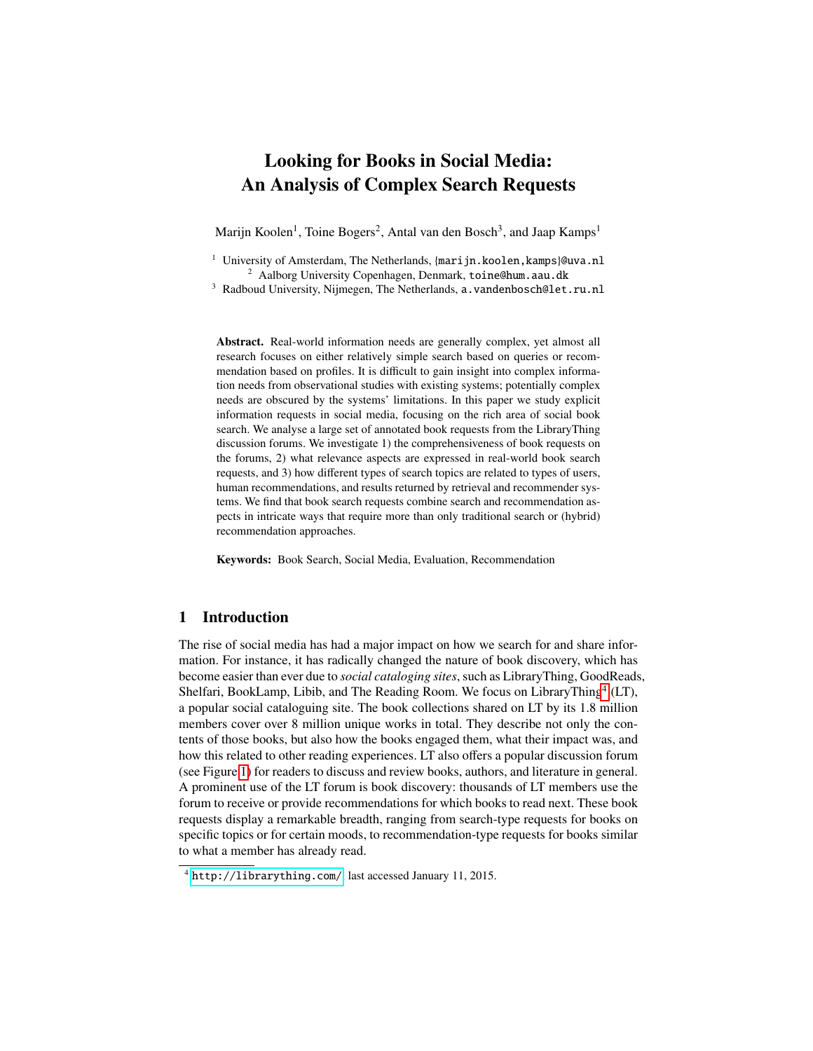# Looking for Books in Social Media: An Analysis of Complex Search Requests

Marijn Koolen[1], Toine Bogers[2], Antal van den Bosch[3], and Jaap Kamps[1]

[1] University of Amsterdam, The Netherlands, {marijn.koolen,kamps}@uva.nl
[2] Aalborg University Copenhagen, Denmark, toine@hum.aau.dk
[3] Radboud University, Nijmegen, The Netherlands, a.vandenbosch@let.ru.nl

**Abstract.** Real-world information needs are generally complex, yet almost all research focuses on either relatively simple search based on queries or recommendation based on profiles. It is difficult to gain insight into complex information needs from observational studies with existing systems; potentially complex needs are obscured by the systems' limitations. In this paper we study explicit information requests in social media, focusing on the rich area of social book search. We analyse a large set of annotated book requests from the LibraryThing discussion forums. We investigate 1) the comprehensiveness of book requests on the forums, 2) what relevance aspects are expressed in real-world book search requests, and 3) how different types of search topics are related to types of users, human recommendations, and results returned by retrieval and recommender systems. We find that book search requests combine search and recommendation aspects in intricate ways that require more than only traditional search or (hybrid) recommendation approaches.

**Keywords:** Book Search, Social Media, Evaluation, Recommendation

## 1 Introduction

The rise of social media has had a major impact on how we search for and share information. For instance, it has radically changed the nature of book discovery, which has become easier than ever due to *social cataloging sites*, such as LibraryThing, GoodReads, Shelfari, BookLamp, Libib, and The Reading Room. We focus on LibraryThing[4] (LT), a popular social cataloguing site. The book collections shared on LT by its 1.8 million members cover over 8 million unique works in total. They describe not only the contents of those books, but also how the books engaged them, what their impact was, and how this related to other reading experiences. LT also offers a popular discussion forum (see Figure 1) for readers to discuss and review books, authors, and literature in general. A prominent use of the LT forum is book discovery: thousands of LT members use the forum to receive or provide recommendations for which books to read next. These book requests display a remarkable breadth, ranging from search-type requests for books on specific topics or for certain moods, to recommendation-type requests for books similar to what a member has already read.

[4] http://librarything.com/, last accessed January 11, 2015.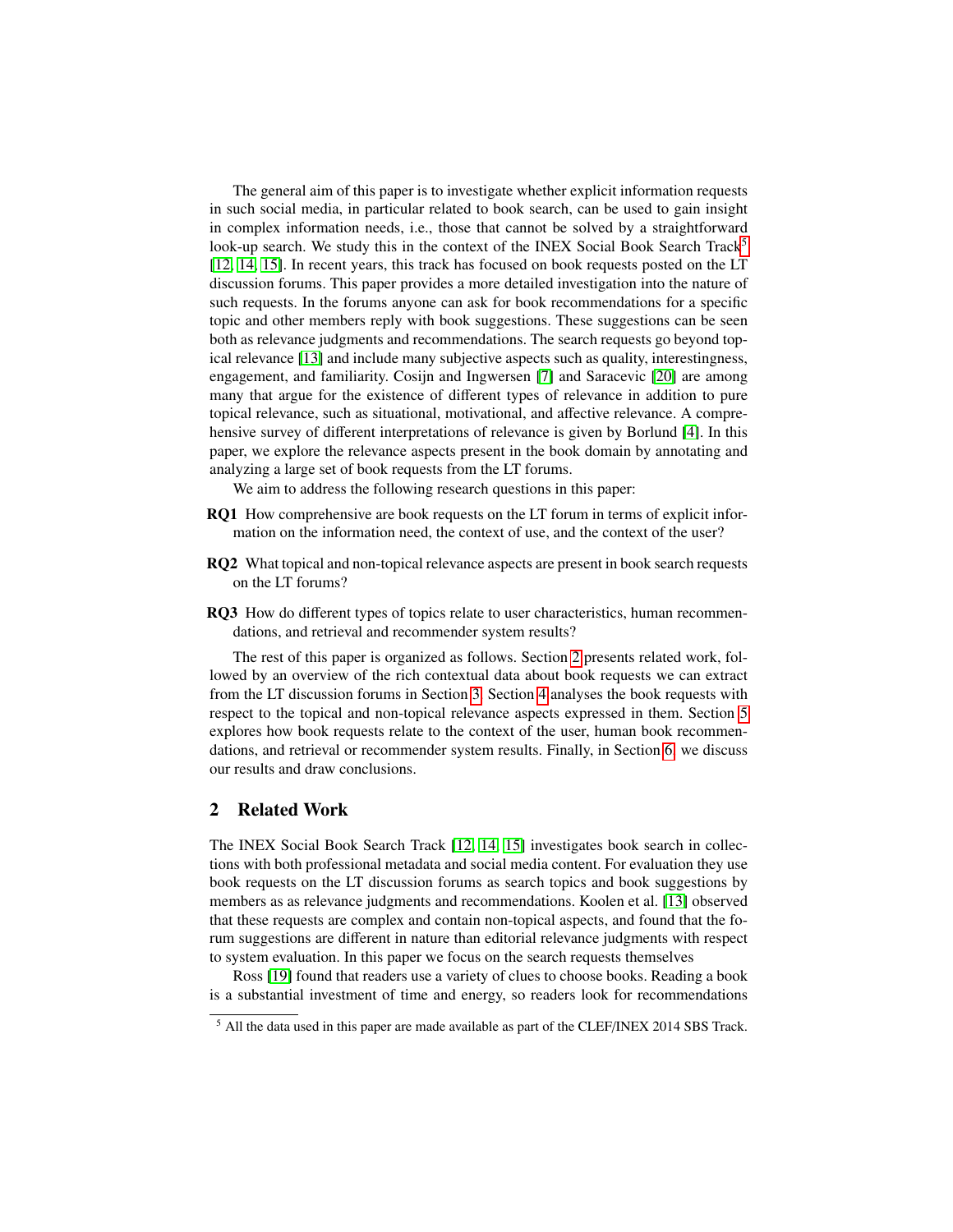The general aim of this paper is to investigate whether explicit information requests in such social media, in particular related to book search, can be used to gain insight in complex information needs, i.e., those that cannot be solved by a straightforward look-up search. We study this in the context of the INEX Social Book Search Track[5] [12, 14, 15]. In recent years, this track has focused on book requests posted on the LT discussion forums. This paper provides a more detailed investigation into the nature of such requests. In the forums anyone can ask for book recommendations for a specific topic and other members reply with book suggestions. These suggestions can be seen both as relevance judgments and recommendations. The search requests go beyond topical relevance [13] and include many subjective aspects such as quality, interestingness, engagement, and familiarity. Cosijn and Ingwersen [7] and Saracevic [20] are among many that argue for the existence of different types of relevance in addition to pure topical relevance, such as situational, motivational, and affective relevance. A comprehensive survey of different interpretations of relevance is given by Borlund [4]. In this paper, we explore the relevance aspects present in the book domain by annotating and analyzing a large set of book requests from the LT forums.

We aim to address the following research questions in this paper:

**RQ1** How comprehensive are book requests on the LT forum in terms of explicit information on the information need, the context of use, and the context of the user?

**RQ2** What topical and non-topical relevance aspects are present in book search requests on the LT forums?

**RQ3** How do different types of topics relate to user characteristics, human recommendations, and retrieval and recommender system results?

The rest of this paper is organized as follows. Section 2 presents related work, followed by an overview of the rich contextual data about book requests we can extract from the LT discussion forums in Section 3. Section 4 analyses the book requests with respect to the topical and non-topical relevance aspects expressed in them. Section 5 explores how book requests relate to the context of the user, human book recommendations, and retrieval or recommender system results. Finally, in Section 6, we discuss our results and draw conclusions.

## 2 Related Work

The INEX Social Book Search Track [12, 14, 15] investigates book search in collections with both professional metadata and social media content. For evaluation they use book requests on the LT discussion forums as search topics and book suggestions by members as as relevance judgments and recommendations. Koolen et al. [13] observed that these requests are complex and contain non-topical aspects, and found that the forum suggestions are different in nature than editorial relevance judgments with respect to system evaluation. In this paper we focus on the search requests themselves

Ross [19] found that readers use a variety of clues to choose books. Reading a book is a substantial investment of time and energy, so readers look for recommendations

[5] All the data used in this paper are made available as part of the CLEF/INEX 2014 SBS Track.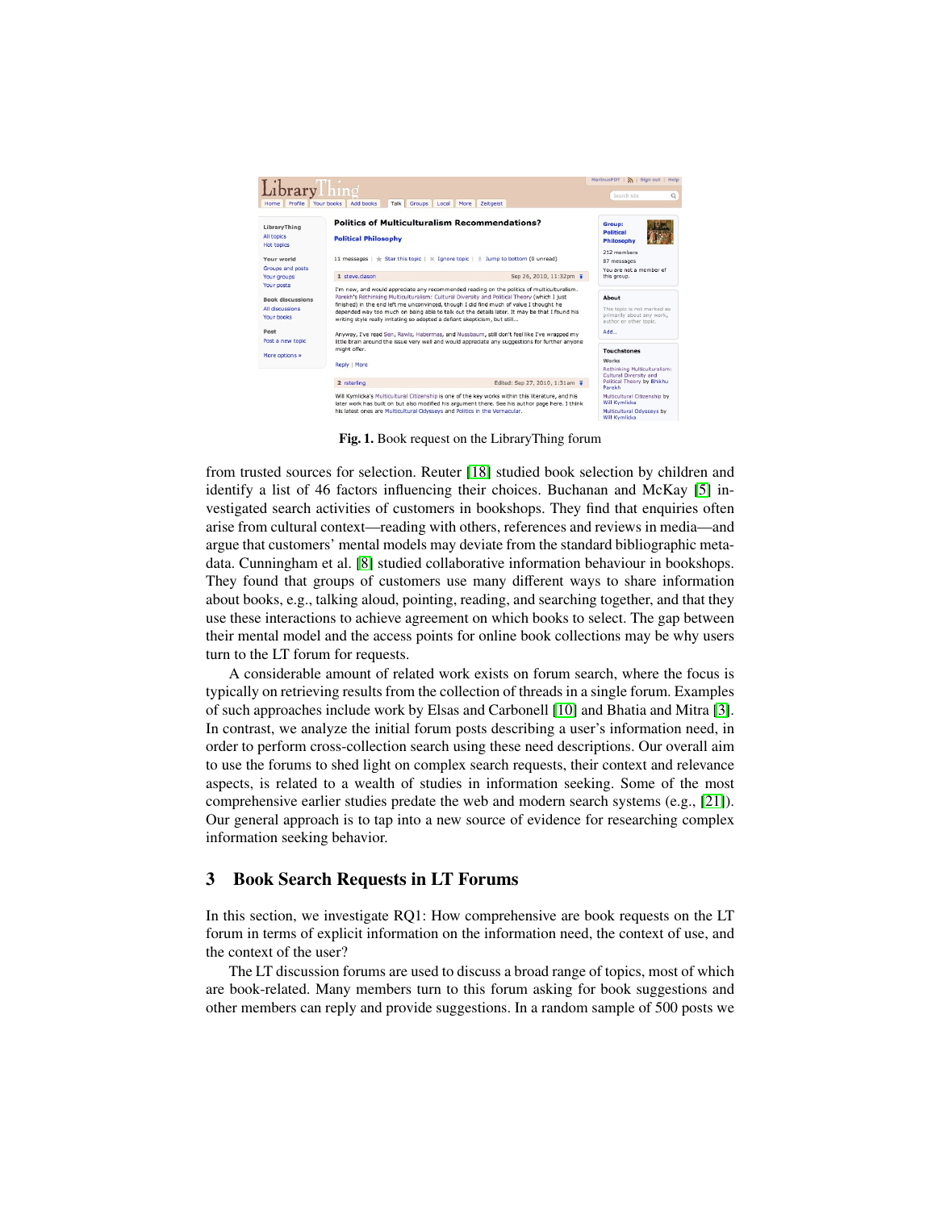**Fig. 1.** Book request on the LibraryThing forum

from trusted sources for selection. Reuter [18] studied book selection by children and identify a list of 46 factors influencing their choices. Buchanan and McKay [5] investigated search activities of customers in bookshops. They find that enquiries often arise from cultural context—reading with others, references and reviews in media—and argue that customers' mental models may deviate from the standard bibliographic metadata. Cunningham et al. [8] studied collaborative information behaviour in bookshops. They found that groups of customers use many different ways to share information about books, e.g., talking aloud, pointing, reading, and searching together, and that they use these interactions to achieve agreement on which books to select. The gap between their mental model and the access points for online book collections may be why users turn to the LT forum for requests.

A considerable amount of related work exists on forum search, where the focus is typically on retrieving results from the collection of threads in a single forum. Examples of such approaches include work by Elsas and Carbonell [10] and Bhatia and Mitra [3]. In contrast, we analyze the initial forum posts describing a user's information need, in order to perform cross-collection search using these need descriptions. Our overall aim to use the forums to shed light on complex search requests, their context and relevance aspects, is related to a wealth of studies in information seeking. Some of the most comprehensive earlier studies predate the web and modern search systems (e.g., [21]). Our general approach is to tap into a new source of evidence for researching complex information seeking behavior.

## 3 Book Search Requests in LT Forums

In this section, we investigate RQ1: How comprehensive are book requests on the LT forum in terms of explicit information on the information need, the context of use, and the context of the user?

The LT discussion forums are used to discuss a broad range of topics, most of which are book-related. Many members turn to this forum asking for book suggestions and other members can reply and provide suggestions. In a random sample of 500 posts we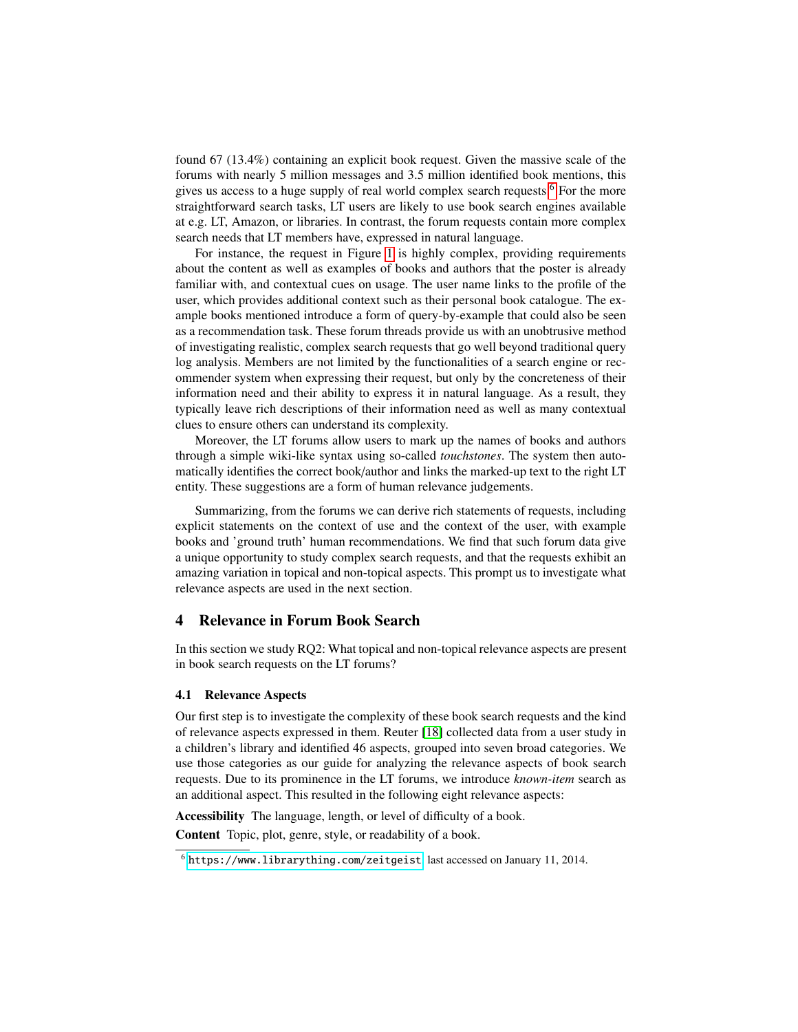found 67 (13.4%) containing an explicit book request. Given the massive scale of the forums with nearly 5 million messages and 3.5 million identified book mentions, this gives us access to a huge supply of real world complex search requests.[6] For the more straightforward search tasks, LT users are likely to use book search engines available at e.g. LT, Amazon, or libraries. In contrast, the forum requests contain more complex search needs that LT members have, expressed in natural language.

For instance, the request in Figure 1 is highly complex, providing requirements about the content as well as examples of books and authors that the poster is already familiar with, and contextual cues on usage. The user name links to the profile of the user, which provides additional context such as their personal book catalogue. The example books mentioned introduce a form of query-by-example that could also be seen as a recommendation task. These forum threads provide us with an unobtrusive method of investigating realistic, complex search requests that go well beyond traditional query log analysis. Members are not limited by the functionalities of a search engine or recommender system when expressing their request, but only by the concreteness of their information need and their ability to express it in natural language. As a result, they typically leave rich descriptions of their information need as well as many contextual clues to ensure others can understand its complexity.

Moreover, the LT forums allow users to mark up the names of books and authors through a simple wiki-like syntax using so-called *touchstones*. The system then automatically identifies the correct book/author and links the marked-up text to the right LT entity. These suggestions are a form of human relevance judgements.

Summarizing, from the forums we can derive rich statements of requests, including explicit statements on the context of use and the context of the user, with example books and 'ground truth' human recommendations. We find that such forum data give a unique opportunity to study complex search requests, and that the requests exhibit an amazing variation in topical and non-topical aspects. This prompt us to investigate what relevance aspects are used in the next section.

## 4 Relevance in Forum Book Search

In this section we study RQ2: What topical and non-topical relevance aspects are present in book search requests on the LT forums?

### 4.1 Relevance Aspects

Our first step is to investigate the complexity of these book search requests and the kind of relevance aspects expressed in them. Reuter [18] collected data from a user study in a children's library and identified 46 aspects, grouped into seven broad categories. We use those categories as our guide for analyzing the relevance aspects of book search requests. Due to its prominence in the LT forums, we introduce *known-item* search as an additional aspect. This resulted in the following eight relevance aspects:

**Accessibility** The language, length, or level of difficulty of a book.

**Content** Topic, plot, genre, style, or readability of a book.

[6] https://www.librarything.com/zeitgeist last accessed on January 11, 2014.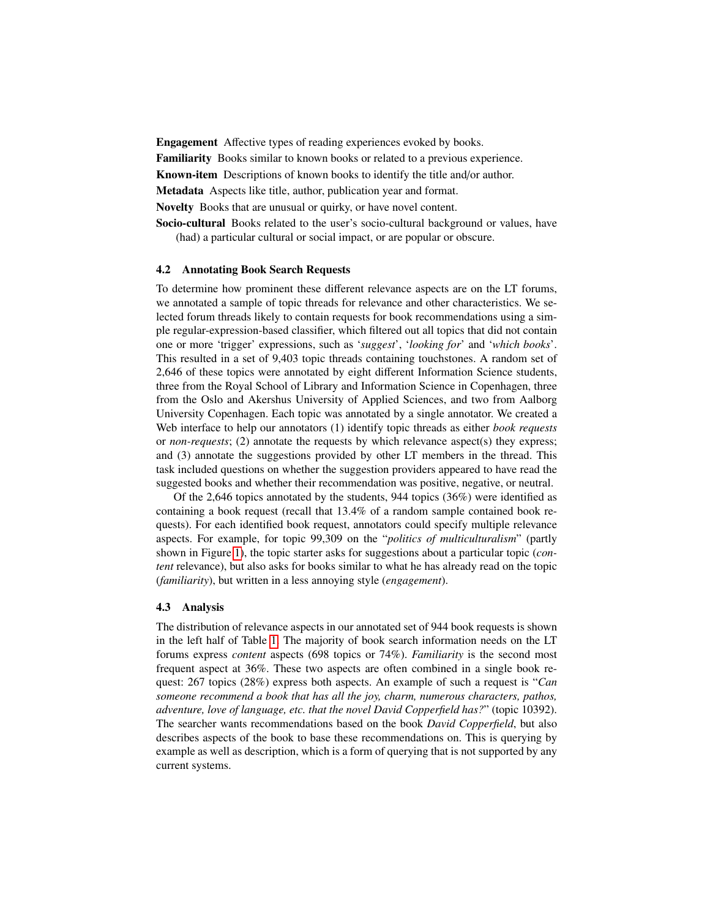**Engagement** Affective types of reading experiences evoked by books.

**Familiarity** Books similar to known books or related to a previous experience.

**Known-item** Descriptions of known books to identify the title and/or author.

**Metadata** Aspects like title, author, publication year and format.

**Novelty** Books that are unusual or quirky, or have novel content.

**Socio-cultural** Books related to the user's socio-cultural background or values, have (had) a particular cultural or social impact, or are popular or obscure.

### 4.2 Annotating Book Search Requests

To determine how prominent these different relevance aspects are on the LT forums, we annotated a sample of topic threads for relevance and other characteristics. We selected forum threads likely to contain requests for book recommendations using a simple regular-expression-based classifier, which filtered out all topics that did not contain one or more 'trigger' expressions, such as '*suggest*', '*looking for*' and '*which books*'. This resulted in a set of 9,403 topic threads containing touchstones. A random set of 2,646 of these topics were annotated by eight different Information Science students, three from the Royal School of Library and Information Science in Copenhagen, three from the Oslo and Akershus University of Applied Sciences, and two from Aalborg University Copenhagen. Each topic was annotated by a single annotator. We created a Web interface to help our annotators (1) identify topic threads as either *book requests* or *non-requests*; (2) annotate the requests by which relevance aspect(s) they express; and (3) annotate the suggestions provided by other LT members in the thread. This task included questions on whether the suggestion providers appeared to have read the suggested books and whether their recommendation was positive, negative, or neutral.

Of the 2,646 topics annotated by the students, 944 topics (36%) were identified as containing a book request (recall that 13.4% of a random sample contained book requests). For each identified book request, annotators could specify multiple relevance aspects. For example, for topic 99,309 on the "*politics of multiculturalism*" (partly shown in Figure 1), the topic starter asks for suggestions about a particular topic (*content* relevance), but also asks for books similar to what he has already read on the topic (*familiarity*), but written in a less annoying style (*engagement*).

### 4.3 Analysis

The distribution of relevance aspects in our annotated set of 944 book requests is shown in the left half of Table 1. The majority of book search information needs on the LT forums express *content* aspects (698 topics or 74%). *Familiarity* is the second most frequent aspect at 36%. These two aspects are often combined in a single book request: 267 topics (28%) express both aspects. An example of such a request is "*Can someone recommend a book that has all the joy, charm, numerous characters, pathos, adventure, love of language, etc. that the novel David Copperfield has?*" (topic 10392). The searcher wants recommendations based on the book *David Copperfield*, but also describes aspects of the book to base these recommendations on. This is querying by example as well as description, which is a form of querying that is not supported by any current systems.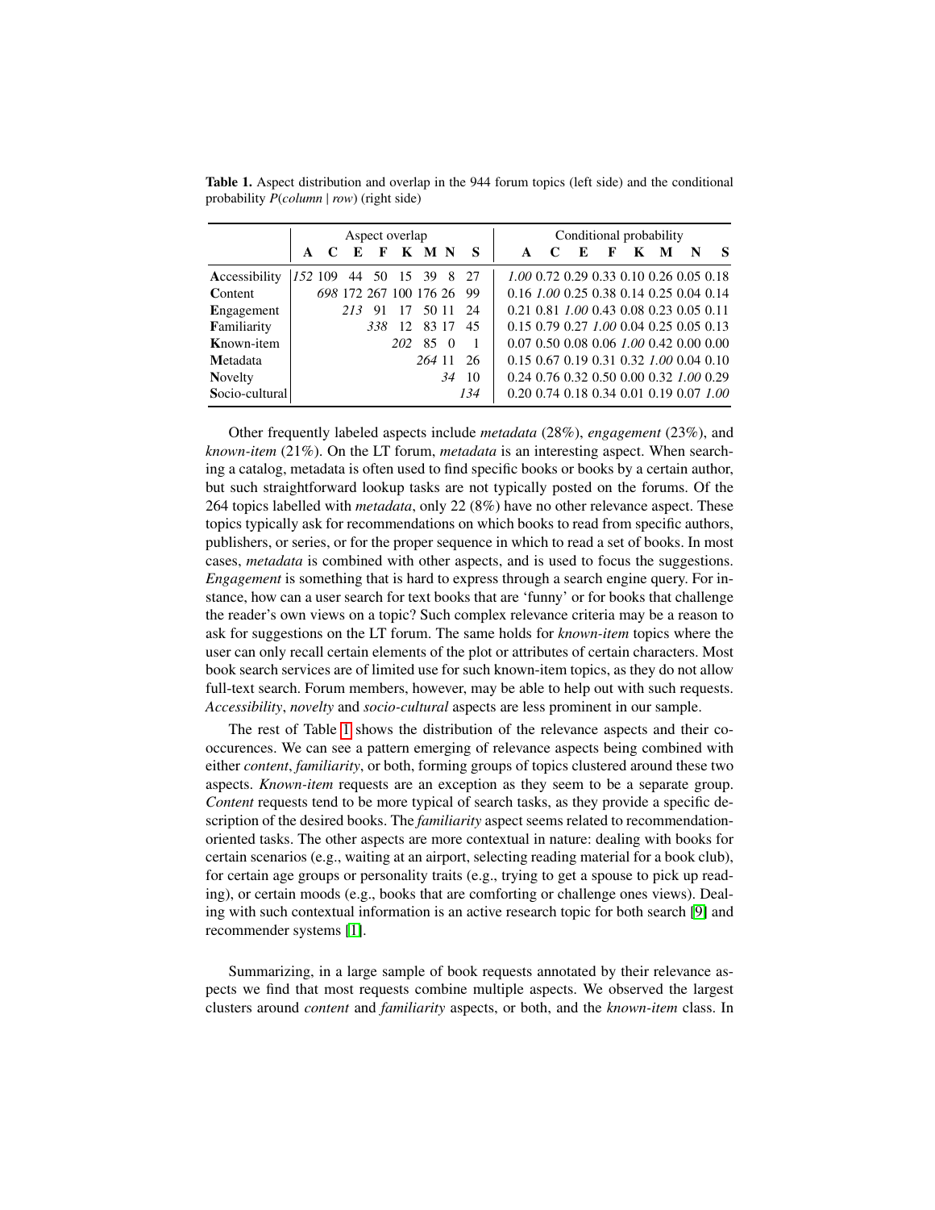**Table 1.** Aspect distribution and overlap in the 944 forum topics (left side) and the conditional probability $P(column \mid row)$ (right side)

| | Aspect overlap | | | | | | | | Conditional probability | | | | | | | |
|---|---|---|---|---|---|---|---|---|---|---|---|---|---|---|---|---|
| | **A** | **C** | **E** | **F** | **K** | **M** | **N** | **S** | **A** | **C** | **E** | **F** | **K** | **M** | **N** | **S** |
| **A**ccessibility | *152* | 109 | 44 | 50 | 15 | 39 | 8 | 27 | *1.00* | 0.72 | 0.29 | 0.33 | 0.10 | 0.26 | 0.05 | 0.18 |
| **C**ontent | | *698* | 172 | 267 | 100 | 176 | 26 | 99 | 0.16 | *1.00* | 0.25 | 0.38 | 0.14 | 0.25 | 0.04 | 0.14 |
| **E**ngagement | | | *213* | 91 | 17 | 50 | 11 | 24 | 0.21 | 0.81 | *1.00* | 0.43 | 0.08 | 0.23 | 0.05 | 0.11 |
| **F**amiliarity | | | | *338* | 12 | 83 | 17 | 45 | 0.15 | 0.79 | 0.27 | *1.00* | 0.04 | 0.25 | 0.05 | 0.13 |
| **K**nown-item | | | | | *202* | 85 | 0 | 1 | 0.07 | 0.50 | 0.08 | 0.06 | *1.00* | 0.42 | 0.00 | 0.00 |
| **M**etadata | | | | | | *264* | 11 | 26 | 0.15 | 0.67 | 0.19 | 0.31 | 0.32 | *1.00* | 0.04 | 0.10 |
| **N**ovelty | | | | | | | *34* | 10 | 0.24 | 0.76 | 0.32 | 0.50 | 0.00 | 0.32 | *1.00* | 0.29 |
| **S**ocio-cultural | | | | | | | | *134* | 0.20 | 0.74 | 0.18 | 0.34 | 0.01 | 0.19 | 0.07 | *1.00* |

Other frequently labeled aspects include *metadata* (28%), *engagement* (23%), and *known-item* (21%). On the LT forum, *metadata* is an interesting aspect. When searching a catalog, metadata is often used to find specific books or books by a certain author, but such straightforward lookup tasks are not typically posted on the forums. Of the 264 topics labelled with *metadata*, only 22 (8%) have no other relevance aspect. These topics typically ask for recommendations on which books to read from specific authors, publishers, or series, or for the proper sequence in which to read a set of books. In most cases, *metadata* is combined with other aspects, and is used to focus the suggestions. *Engagement* is something that is hard to express through a search engine query. For instance, how can a user search for text books that are 'funny' or for books that challenge the reader's own views on a topic? Such complex relevance criteria may be a reason to ask for suggestions on the LT forum. The same holds for *known-item* topics where the user can only recall certain elements of the plot or attributes of certain characters. Most book search services are of limited use for such known-item topics, as they do not allow full-text search. Forum members, however, may be able to help out with such requests. *Accessibility*, *novelty* and *socio-cultural* aspects are less prominent in our sample.

The rest of Table 1 shows the distribution of the relevance aspects and their co-occurences. We can see a pattern emerging of relevance aspects being combined with either *content*, *familiarity*, or both, forming groups of topics clustered around these two aspects. *Known-item* requests are an exception as they seem to be a separate group. *Content* requests tend to be more typical of search tasks, as they provide a specific description of the desired books. The *familiarity* aspect seems related to recommendation-oriented tasks. The other aspects are more contextual in nature: dealing with books for certain scenarios (e.g., waiting at an airport, selecting reading material for a book club), for certain age groups or personality traits (e.g., trying to get a spouse to pick up reading), or certain moods (e.g., books that are comforting or challenge ones views). Dealing with such contextual information is an active research topic for both search [9] and recommender systems [1].

Summarizing, in a large sample of book requests annotated by their relevance aspects we find that most requests combine multiple aspects. We observed the largest clusters around *content* and *familiarity* aspects, or both, and the *known-item* class. In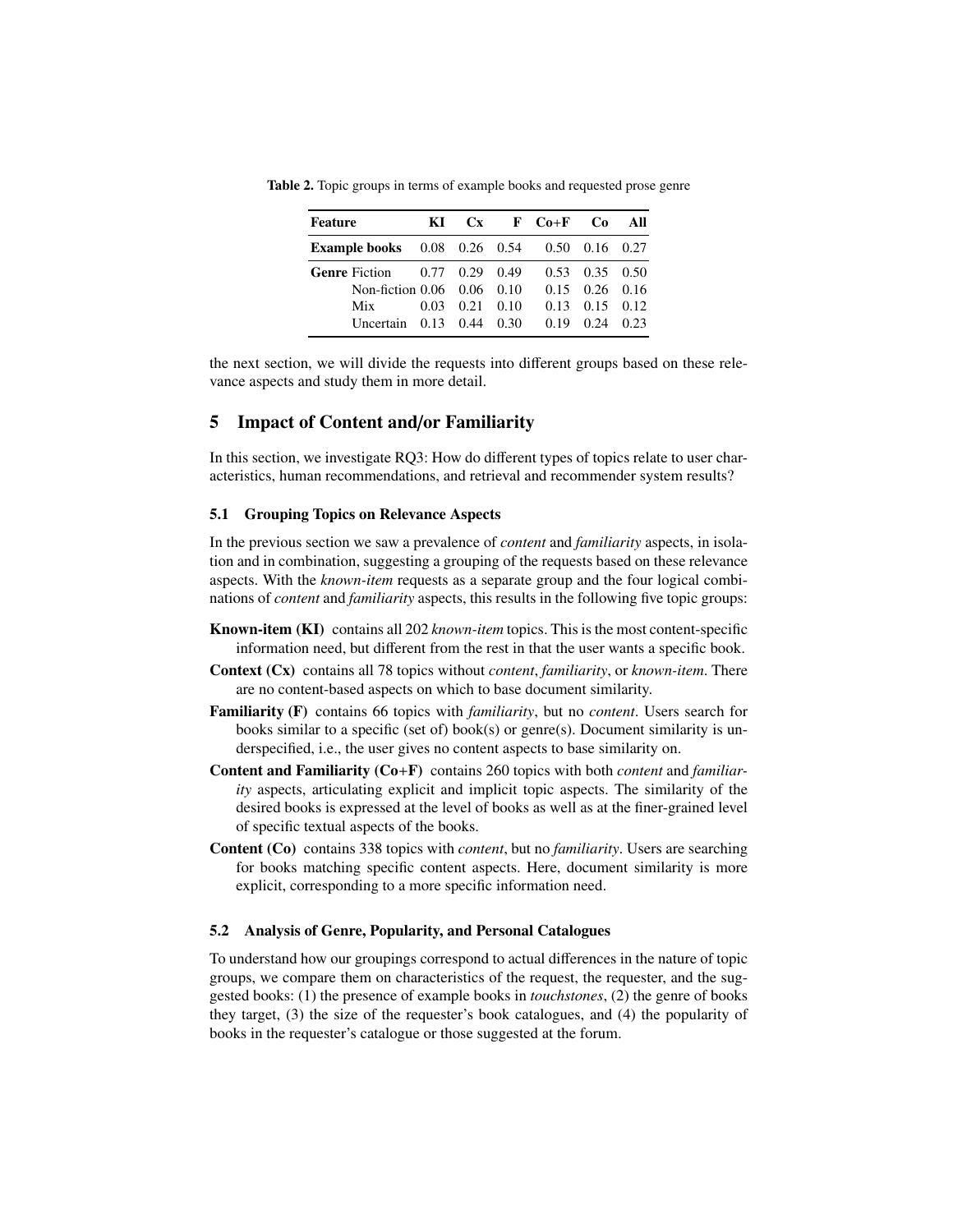**Table 2.** Topic groups in terms of example books and requested prose genre

| Feature | | KI | Cx | F | Co+F | Co | All |
|---|---|---|---|---|---|---|---|
| **Example books** | | 0.08 | 0.26 | 0.54 | 0.50 | 0.16 | 0.27 |
| **Genre** | Fiction | 0.77 | 0.29 | 0.49 | 0.53 | 0.35 | 0.50 |
| | Non-fiction | 0.06 | 0.06 | 0.10 | 0.15 | 0.26 | 0.16 |
| | Mix | 0.03 | 0.21 | 0.10 | 0.13 | 0.15 | 0.12 |
| | Uncertain | 0.13 | 0.44 | 0.30 | 0.19 | 0.24 | 0.23 |

the next section, we will divide the requests into different groups based on these relevance aspects and study them in more detail.

## 5 Impact of Content and/or Familiarity

In this section, we investigate RQ3: How do different types of topics relate to user characteristics, human recommendations, and retrieval and recommender system results?

### 5.1 Grouping Topics on Relevance Aspects

In the previous section we saw a prevalence of *content* and *familiarity* aspects, in isolation and in combination, suggesting a grouping of the requests based on these relevance aspects. With the *known-item* requests as a separate group and the four logical combinations of *content* and *familiarity* aspects, this results in the following five topic groups:

**Known-item (KI)** contains all 202 *known-item* topics. This is the most content-specific information need, but different from the rest in that the user wants a specific book.

**Context (Cx)** contains all 78 topics without *content*, *familiarity*, or *known-item*. There are no content-based aspects on which to base document similarity.

**Familiarity (F)** contains 66 topics with *familiarity*, but no *content*. Users search for books similar to a specific (set of) book(s) or genre(s). Document similarity is underspecified, i.e., the user gives no content aspects to base similarity on.

**Content and Familiarity (Co+F)** contains 260 topics with both *content* and *familiarity* aspects, articulating explicit and implicit topic aspects. The similarity of the desired books is expressed at the level of books as well as at the finer-grained level of specific textual aspects of the books.

**Content (Co)** contains 338 topics with *content*, but no *familiarity*. Users are searching for books matching specific content aspects. Here, document similarity is more explicit, corresponding to a more specific information need.

### 5.2 Analysis of Genre, Popularity, and Personal Catalogues

To understand how our groupings correspond to actual differences in the nature of topic groups, we compare them on characteristics of the request, the requester, and the suggested books: (1) the presence of example books in *touchstones*, (2) the genre of books they target, (3) the size of the requester's book catalogues, and (4) the popularity of books in the requester's catalogue or those suggested at the forum.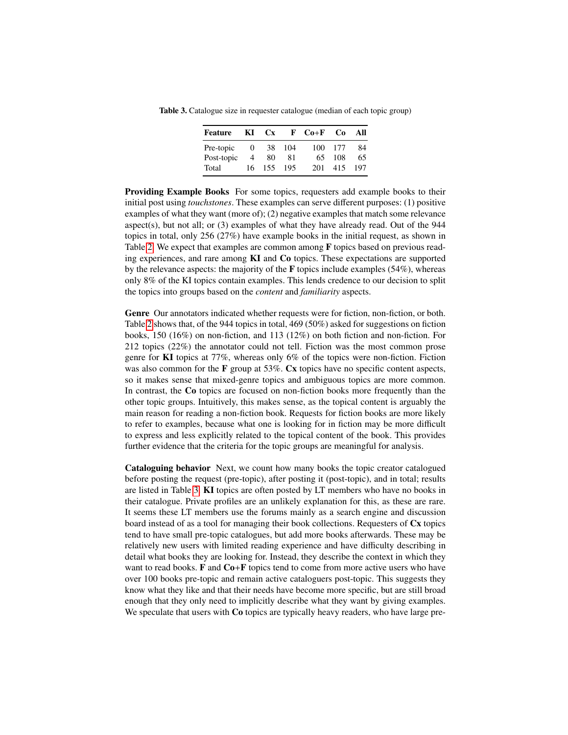**Table 3.** Catalogue size in requester catalogue (median of each topic group)

| Feature | KI | Cx | F | Co+F | Co | All |
|---|---|---|---|---|---|---|
| Pre-topic | 0 | 38 | 104 | 100 | 177 | 84 |
| Post-topic | 4 | 80 | 81 | 65 | 108 | 65 |
| Total | 16 | 155 | 195 | 201 | 415 | 197 |

**Providing Example Books** For some topics, requesters add example books to their initial post using *touchstones*. These examples can serve different purposes: (1) positive examples of what they want (more of); (2) negative examples that match some relevance aspect(s), but not all; or (3) examples of what they have already read. Out of the 944 topics in total, only 256 (27%) have example books in the initial request, as shown in Table 2. We expect that examples are common among **F** topics based on previous reading experiences, and rare among **KI** and **Co** topics. These expectations are supported by the relevance aspects: the majority of the **F** topics include examples (54%), whereas only 8% of the KI topics contain examples. This lends credence to our decision to split the topics into groups based on the *content* and *familiarity* aspects.

**Genre** Our annotators indicated whether requests were for fiction, non-fiction, or both. Table 2 shows that, of the 944 topics in total, 469 (50%) asked for suggestions on fiction books, 150 (16%) on non-fiction, and 113 (12%) on both fiction and non-fiction. For 212 topics (22%) the annotator could not tell. Fiction was the most common prose genre for **KI** topics at 77%, whereas only 6% of the topics were non-fiction. Fiction was also common for the **F** group at 53%. **Cx** topics have no specific content aspects, so it makes sense that mixed-genre topics and ambiguous topics are more common. In contrast, the **Co** topics are focused on non-fiction books more frequently than the other topic groups. Intuitively, this makes sense, as the topical content is arguably the main reason for reading a non-fiction book. Requests for fiction books are more likely to refer to examples, because what one is looking for in fiction may be more difficult to express and less explicitly related to the topical content of the book. This provides further evidence that the criteria for the topic groups are meaningful for analysis.

**Cataloguing behavior** Next, we count how many books the topic creator catalogued before posting the request (pre-topic), after posting it (post-topic), and in total; results are listed in Table 3. **KI** topics are often posted by LT members who have no books in their catalogue. Private profiles are an unlikely explanation for this, as these are rare. It seems these LT members use the forums mainly as a search engine and discussion board instead of as a tool for managing their book collections. Requesters of **Cx** topics tend to have small pre-topic catalogues, but add more books afterwards. These may be relatively new users with limited reading experience and have difficulty describing in detail what books they are looking for. Instead, they describe the context in which they want to read books. **F** and **Co**+**F** topics tend to come from more active users who have over 100 books pre-topic and remain active cataloguers post-topic. This suggests they know what they like and that their needs have become more specific, but are still broad enough that they only need to implicitly describe what they want by giving examples. We speculate that users with **Co** topics are typically heavy readers, who have large pre-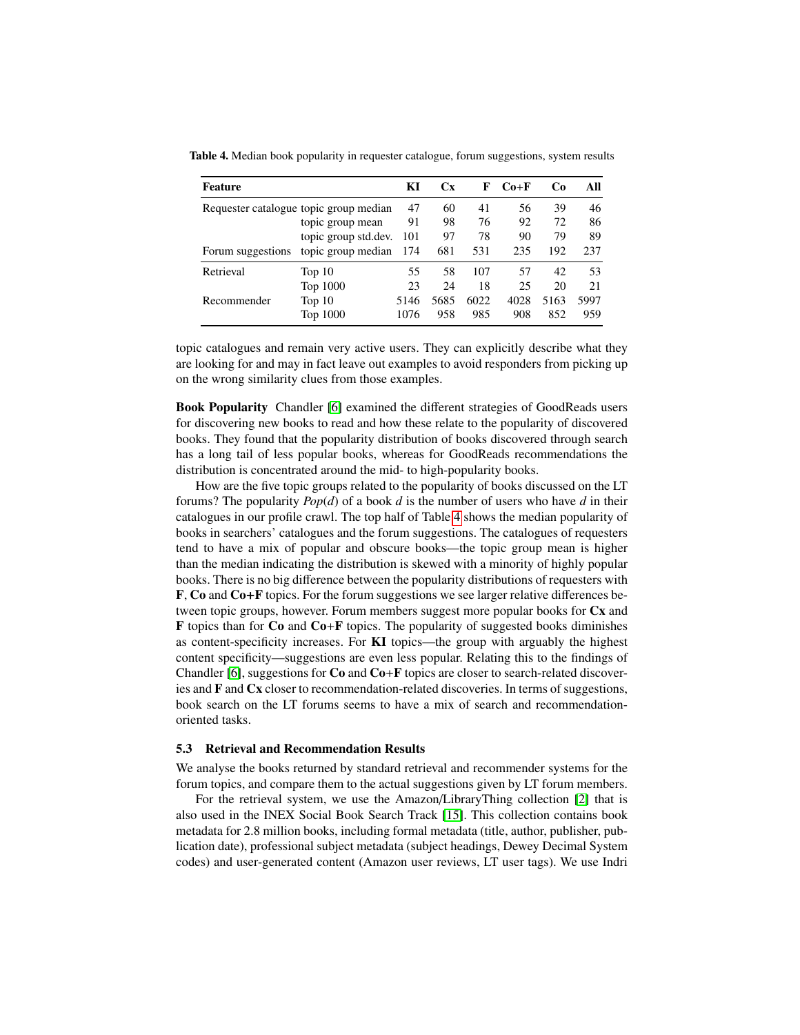Table 4. Median book popularity in requester catalogue, forum suggestions, system results

| Feature | | KI | Cx | F | Co+F | Co | All |
|---|---|---|---|---|---|---|---|
| Requester catalogue | topic group median | 47 | 60 | 41 | 56 | 39 | 46 |
| | topic group mean | 91 | 98 | 76 | 92 | 72 | 86 |
| | topic group std.dev. | 101 | 97 | 78 | 90 | 79 | 89 |
| Forum suggestions | topic group median | 174 | 681 | 531 | 235 | 192 | 237 |
| Retrieval | Top 10 | 55 | 58 | 107 | 57 | 42 | 53 |
| | Top 1000 | 23 | 24 | 18 | 25 | 20 | 21 |
| Recommender | Top 10 | 5146 | 5685 | 6022 | 4028 | 5163 | 5997 |
| | Top 1000 | 1076 | 958 | 985 | 908 | 852 | 959 |

topic catalogues and remain very active users. They can explicitly describe what they are looking for and may in fact leave out examples to avoid responders from picking up on the wrong similarity clues from those examples.

**Book Popularity** Chandler [6] examined the different strategies of GoodReads users for discovering new books to read and how these relate to the popularity of discovered books. They found that the popularity distribution of books discovered through search has a long tail of less popular books, whereas for GoodReads recommendations the distribution is concentrated around the mid- to high-popularity books.

How are the five topic groups related to the popularity of books discussed on the LT forums? The popularity *Pop*($d$) of a book $d$ is the number of users who have $d$ in their catalogues in our profile crawl. The top half of Table 4 shows the median popularity of books in searchers' catalogues and the forum suggestions. The catalogues of requesters tend to have a mix of popular and obscure books—the topic group mean is higher than the median indicating the distribution is skewed with a minority of highly popular books. There is no big difference between the popularity distributions of requesters with **F**, **Co** and **Co+F** topics. For the forum suggestions we see larger relative differences between topic groups, however. Forum members suggest more popular books for **Cx** and **F** topics than for **Co** and **Co**+**F** topics. The popularity of suggested books diminishes as content-specificity increases. For **KI** topics—the group with arguably the highest content specificity—suggestions are even less popular. Relating this to the findings of Chandler [6], suggestions for **Co** and **Co**+**F** topics are closer to search-related discoveries and **F** and **Cx** closer to recommendation-related discoveries. In terms of suggestions, book search on the LT forums seems to have a mix of search and recommendation-oriented tasks.

### 5.3 Retrieval and Recommendation Results

We analyse the books returned by standard retrieval and recommender systems for the forum topics, and compare them to the actual suggestions given by LT forum members.

For the retrieval system, we use the Amazon/LibraryThing collection [2] that is also used in the INEX Social Book Search Track [15]. This collection contains book metadata for 2.8 million books, including formal metadata (title, author, publisher, publication date), professional subject metadata (subject headings, Dewey Decimal System codes) and user-generated content (Amazon user reviews, LT user tags). We use Indri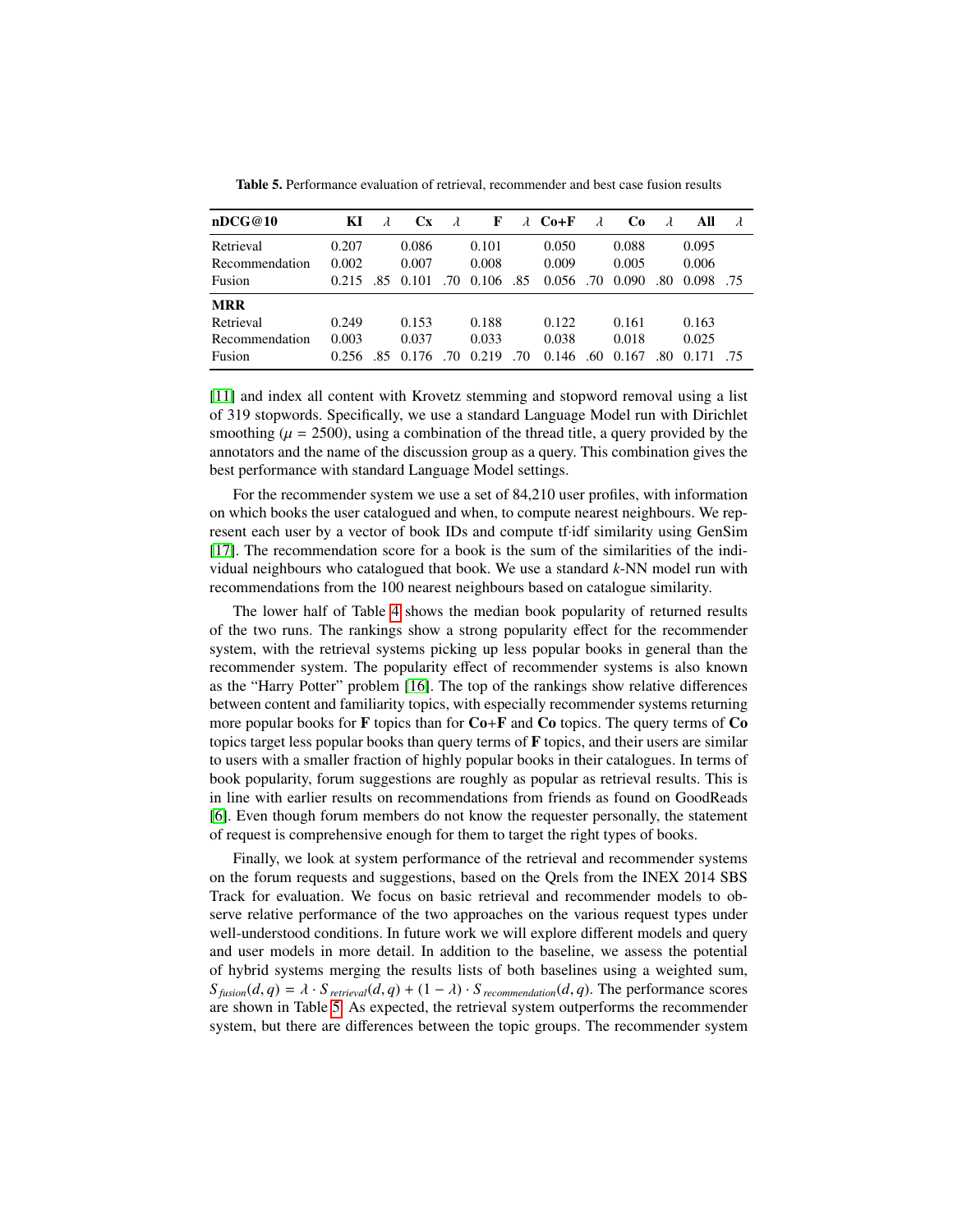Table 5. Performance evaluation of retrieval, recommender and best case fusion results

| **nDCG@10** | **KI** | $\lambda$ | **Cx** | $\lambda$ | **F** | $\lambda$ | **Co+F** | $\lambda$ | **Co** | $\lambda$ | **All** | $\lambda$ |
|---|---|---|---|---|---|---|---|---|---|---|---|---|
| Retrieval | 0.207 | | 0.086 | | 0.101 | | 0.050 | | 0.088 | | 0.095 | |
| Recommendation | 0.002 | | 0.007 | | 0.008 | | 0.009 | | 0.005 | | 0.006 | |
| Fusion | 0.215 | .85 | 0.101 | .70 | 0.106 | .85 | 0.056 | .70 | 0.090 | .80 | 0.098 | .75 |
| **MRR** | | | | | | | | | | | | |
| Retrieval | 0.249 | | 0.153 | | 0.188 | | 0.122 | | 0.161 | | 0.163 | |
| Recommendation | 0.003 | | 0.037 | | 0.033 | | 0.038 | | 0.018 | | 0.025 | |
| Fusion | 0.256 | .85 | 0.176 | .70 | 0.219 | .70 | 0.146 | .60 | 0.167 | .80 | 0.171 | .75 |

[11] and index all content with Krovetz stemming and stopword removal using a list of 319 stopwords. Specifically, we use a standard Language Model run with Dirichlet smoothing ($\mu = 2500$), using a combination of the thread title, a query provided by the annotators and the name of the discussion group as a query. This combination gives the best performance with standard Language Model settings.

For the recommender system we use a set of 84,210 user profiles, with information on which books the user catalogued and when, to compute nearest neighbours. We represent each user by a vector of book IDs and compute tf·idf similarity using GenSim [17]. The recommendation score for a book is the sum of the similarities of the individual neighbours who catalogued that book. We use a standard $k$-NN model run with recommendations from the 100 nearest neighbours based on catalogue similarity.

The lower half of Table 4 shows the median book popularity of returned results of the two runs. The rankings show a strong popularity effect for the recommender system, with the retrieval systems picking up less popular books in general than the recommender system. The popularity effect of recommender systems is also known as the "Harry Potter" problem [16]. The top of the rankings show relative differences between content and familiarity topics, with especially recommender systems returning more popular books for **F** topics than for **Co**+**F** and **Co** topics. The query terms of **Co** topics target less popular books than query terms of **F** topics, and their users are similar to users with a smaller fraction of highly popular books in their catalogues. In terms of book popularity, forum suggestions are roughly as popular as retrieval results. This is in line with earlier results on recommendations from friends as found on GoodReads [6]. Even though forum members do not know the requester personally, the statement of request is comprehensive enough for them to target the right types of books.

Finally, we look at system performance of the retrieval and recommender systems on the forum requests and suggestions, based on the Qrels from the INEX 2014 SBS Track for evaluation. We focus on basic retrieval and recommender models to observe relative performance of the two approaches on the various request types under well-understood conditions. In future work we will explore different models and query and user models in more detail. In addition to the baseline, we assess the potential of hybrid systems merging the results lists of both baselines using a weighted sum, $S_{fusion}(d, q) = \lambda \cdot S_{retrieval}(d, q) + (1 - \lambda) \cdot S_{recommendation}(d, q)$. The performance scores are shown in Table 5. As expected, the retrieval system outperforms the recommender system, but there are differences between the topic groups. The recommender system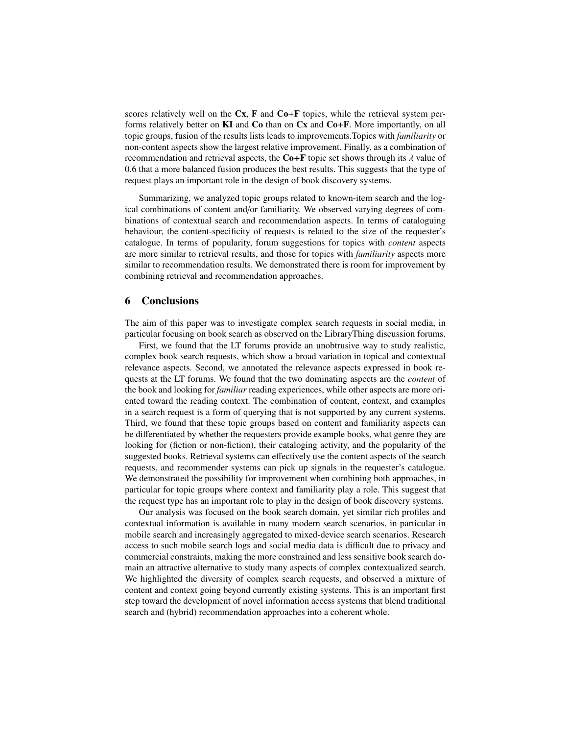scores relatively well on the **Cx**, **F** and **Co**+**F** topics, while the retrieval system performs relatively better on **KI** and **Co** than on **Cx** and **Co**+**F**. More importantly, on all topic groups, fusion of the results lists leads to improvements.Topics with *familiarity* or non-content aspects show the largest relative improvement. Finally, as a combination of recommendation and retrieval aspects, the **Co+F** topic set shows through its $\lambda$ value of 0.6 that a more balanced fusion produces the best results. This suggests that the type of request plays an important role in the design of book discovery systems.

Summarizing, we analyzed topic groups related to known-item search and the logical combinations of content and/or familiarity. We observed varying degrees of combinations of contextual search and recommendation aspects. In terms of cataloguing behaviour, the content-specificity of requests is related to the size of the requester's catalogue. In terms of popularity, forum suggestions for topics with *content* aspects are more similar to retrieval results, and those for topics with *familiarity* aspects more similar to recommendation results. We demonstrated there is room for improvement by combining retrieval and recommendation approaches.

## 6 Conclusions

The aim of this paper was to investigate complex search requests in social media, in particular focusing on book search as observed on the LibraryThing discussion forums.

First, we found that the LT forums provide an unobtrusive way to study realistic, complex book search requests, which show a broad variation in topical and contextual relevance aspects. Second, we annotated the relevance aspects expressed in book requests at the LT forums. We found that the two dominating aspects are the *content* of the book and looking for *familiar* reading experiences, while other aspects are more oriented toward the reading context. The combination of content, context, and examples in a search request is a form of querying that is not supported by any current systems. Third, we found that these topic groups based on content and familiarity aspects can be differentiated by whether the requesters provide example books, what genre they are looking for (fiction or non-fiction), their cataloging activity, and the popularity of the suggested books. Retrieval systems can effectively use the content aspects of the search requests, and recommender systems can pick up signals in the requester's catalogue. We demonstrated the possibility for improvement when combining both approaches, in particular for topic groups where context and familiarity play a role. This suggest that the request type has an important role to play in the design of book discovery systems.

Our analysis was focused on the book search domain, yet similar rich profiles and contextual information is available in many modern search scenarios, in particular in mobile search and increasingly aggregated to mixed-device search scenarios. Research access to such mobile search logs and social media data is difficult due to privacy and commercial constraints, making the more constrained and less sensitive book search domain an attractive alternative to study many aspects of complex contextualized search. We highlighted the diversity of complex search requests, and observed a mixture of content and context going beyond currently existing systems. This is an important first step toward the development of novel information access systems that blend traditional search and (hybrid) recommendation approaches into a coherent whole.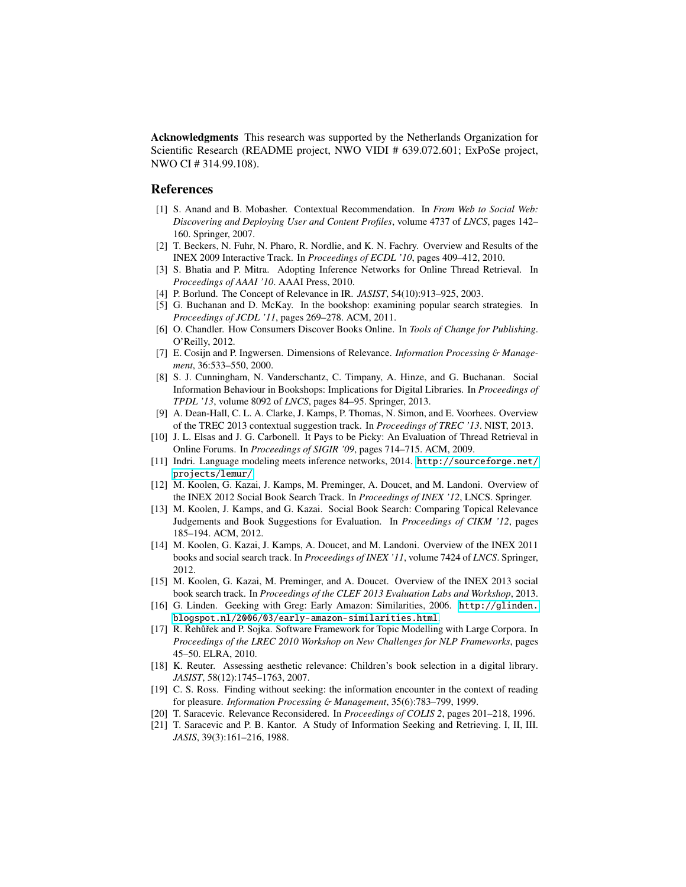**Acknowledgments** This research was supported by the Netherlands Organization for Scientific Research (README project, NWO VIDI # 639.072.601; ExPoSe project, NWO CI # 314.99.108).

## References

[1] S. Anand and B. Mobasher. Contextual Recommendation. In *From Web to Social Web: Discovering and Deploying User and Content Profiles*, volume 4737 of *LNCS*, pages 142–160. Springer, 2007.

[2] T. Beckers, N. Fuhr, N. Pharo, R. Nordlie, and K. N. Fachry. Overview and Results of the INEX 2009 Interactive Track. In *Proceedings of ECDL '10*, pages 409–412, 2010.

[3] S. Bhatia and P. Mitra. Adopting Inference Networks for Online Thread Retrieval. In *Proceedings of AAAI '10*. AAAI Press, 2010.

[4] P. Borlund. The Concept of Relevance in IR. *JASIST*, 54(10):913–925, 2003.

[5] G. Buchanan and D. McKay. In the bookshop: examining popular search strategies. In *Proceedings of JCDL '11*, pages 269–278. ACM, 2011.

[6] O. Chandler. How Consumers Discover Books Online. In *Tools of Change for Publishing*. O'Reilly, 2012.

[7] E. Cosijn and P. Ingwersen. Dimensions of Relevance. *Information Processing & Management*, 36:533–550, 2000.

[8] S. J. Cunningham, N. Vanderschantz, C. Timpany, A. Hinze, and G. Buchanan. Social Information Behaviour in Bookshops: Implications for Digital Libraries. In *Proceedings of TPDL '13*, volume 8092 of *LNCS*, pages 84–95. Springer, 2013.

[9] A. Dean-Hall, C. L. A. Clarke, J. Kamps, P. Thomas, N. Simon, and E. Voorhees. Overview of the TREC 2013 contextual suggestion track. In *Proceedings of TREC '13*. NIST, 2013.

[10] J. L. Elsas and J. G. Carbonell. It Pays to be Picky: An Evaluation of Thread Retrieval in Online Forums. In *Proceedings of SIGIR '09*, pages 714–715. ACM, 2009.

[11] Indri. Language modeling meets inference networks, 2014. http://sourceforge.net/projects/lemur/.

[12] M. Koolen, G. Kazai, J. Kamps, M. Preminger, A. Doucet, and M. Landoni. Overview of the INEX 2012 Social Book Search Track. In *Proceedings of INEX '12*, LNCS. Springer.

[13] M. Koolen, J. Kamps, and G. Kazai. Social Book Search: Comparing Topical Relevance Judgements and Book Suggestions for Evaluation. In *Proceedings of CIKM '12*, pages 185–194. ACM, 2012.

[14] M. Koolen, G. Kazai, J. Kamps, A. Doucet, and M. Landoni. Overview of the INEX 2011 books and social search track. In *Proceedings of INEX '11*, volume 7424 of *LNCS*. Springer, 2012.

[15] M. Koolen, G. Kazai, M. Preminger, and A. Doucet. Overview of the INEX 2013 social book search track. In *Proceedings of the CLEF 2013 Evaluation Labs and Workshop*, 2013.

[16] G. Linden. Geeking with Greg: Early Amazon: Similarities, 2006. http://glinden.blogspot.nl/2006/03/early-amazon-similarities.html.

[17] R. Řehůřek and P. Sojka. Software Framework for Topic Modelling with Large Corpora. In *Proceedings of the LREC 2010 Workshop on New Challenges for NLP Frameworks*, pages 45–50. ELRA, 2010.

[18] K. Reuter. Assessing aesthetic relevance: Children's book selection in a digital library. *JASIST*, 58(12):1745–1763, 2007.

[19] C. S. Ross. Finding without seeking: the information encounter in the context of reading for pleasure. *Information Processing & Management*, 35(6):783–799, 1999.

[20] T. Saracevic. Relevance Reconsidered. In *Proceedings of COLIS 2*, pages 201–218, 1996.

[21] T. Saracevic and P. B. Kantor. A Study of Information Seeking and Retrieving. I, II, III. *JASIS*, 39(3):161–216, 1988.